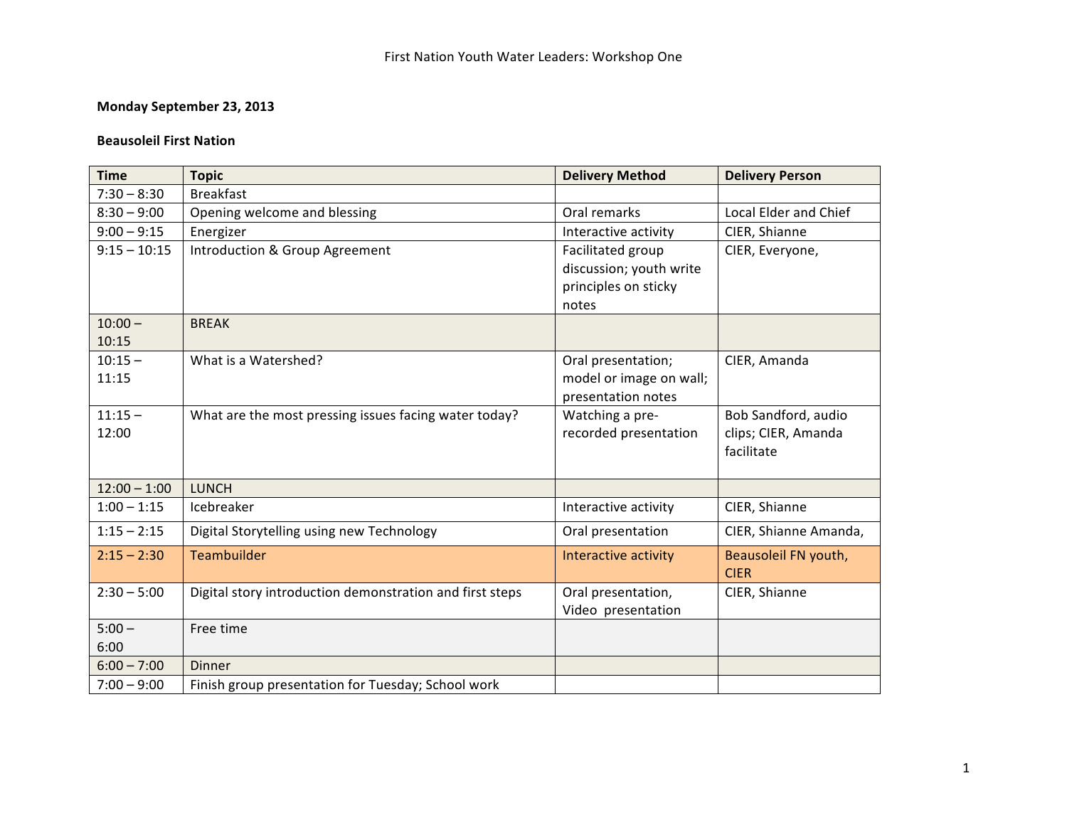First Nation Youth Water Leaders: Workshop One

**Monday September 23, 2013**

**Beausoleil First Nation**

| Time | Topic | Delivery Method | Delivery Person |
|---|---|---|---|
| 7:30 – 8:30 | Breakfast | | |
| 8:30 – 9:00 | Opening welcome and blessing | Oral remarks | Local Elder and Chief |
| 9:00 – 9:15 | Energizer | Interactive activity | CIER, Shianne |
| 9:15 – 10:15 | Introduction & Group Agreement | Facilitated group discussion; youth write principles on sticky notes | CIER, Everyone, |
| 10:00 – 10:15 | BREAK | | |
| 10:15 – 11:15 | What is a Watershed? | Oral presentation; model or image on wall; presentation notes | CIER, Amanda |
| 11:15 – 12:00 | What are the most pressing issues facing water today? | Watching a pre-recorded presentation | Bob Sandford, audio clips; CIER, Amanda facilitate |
| 12:00 – 1:00 | LUNCH | | |
| 1:00 – 1:15 | Icebreaker | Interactive activity | CIER, Shianne |
| 1:15 – 2:15 | Digital Storytelling using new Technology | Oral presentation | CIER, Shianne Amanda, |
| 2:15 – 2:30 | Teambuilder | Interactive activity | Beausoleil FN youth, CIER |
| 2:30 – 5:00 | Digital story introduction demonstration and first steps | Oral presentation, Video presentation | CIER, Shianne |
| 5:00 – 6:00 | Free time | | |
| 6:00 – 7:00 | Dinner | | |
| 7:00 – 9:00 | Finish group presentation for Tuesday; School work | | |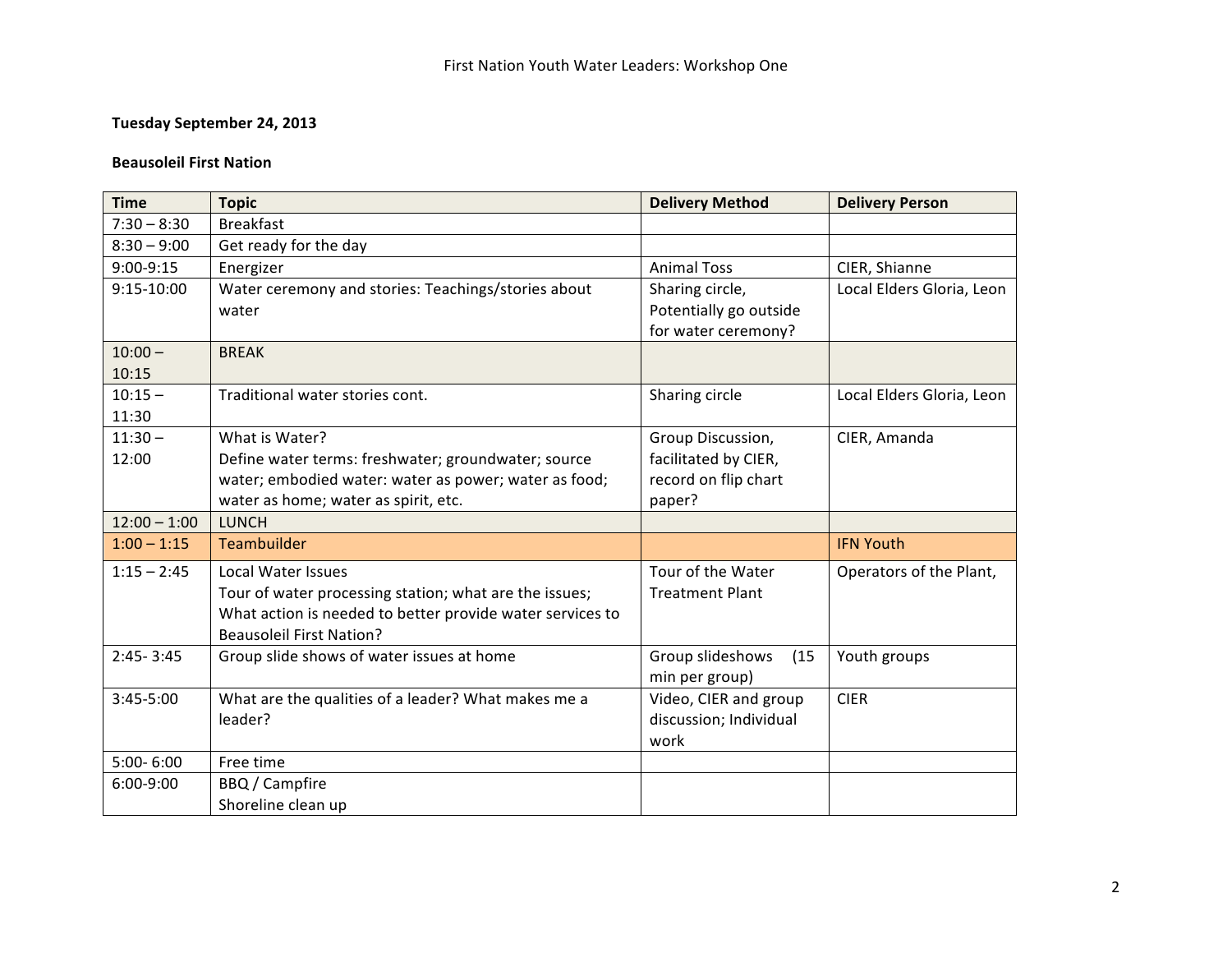**Tuesday September 24, 2013**

**Beausoleil First Nation**

| Time | Topic | Delivery Method | Delivery Person |
|---|---|---|---|
| 7:30 – 8:30 | Breakfast | | |
| 8:30 – 9:00 | Get ready for the day | | |
| 9:00-9:15 | Energizer | Animal Toss | CIER, Shianne |
| 9:15-10:00 | Water ceremony and stories: Teachings/stories about water | Sharing circle, Potentially go outside for water ceremony? | Local Elders Gloria, Leon |
| 10:00 – 10:15 | BREAK | | |
| 10:15 – 11:30 | Traditional water stories cont. | Sharing circle | Local Elders Gloria, Leon |
| 11:30 – 12:00 | What is Water? Define water terms: freshwater; groundwater; source water; embodied water: water as power; water as food; water as home; water as spirit, etc. | Group Discussion, facilitated by CIER, record on flip chart paper? | CIER, Amanda |
| 12:00 – 1:00 | LUNCH | | |
| 1:00 – 1:15 | Teambuilder | | IFN Youth |
| 1:15 – 2:45 | Local Water Issues Tour of water processing station; what are the issues; What action is needed to better provide water services to Beausoleil First Nation? | Tour of the Water Treatment Plant | Operators of the Plant, |
| 2:45- 3:45 | Group slide shows of water issues at home | Group slideshows (15 min per group) | Youth groups |
| 3:45-5:00 | What are the qualities of a leader? What makes me a leader? | Video, CIER and group discussion; Individual work | CIER |
| 5:00- 6:00 | Free time | | |
| 6:00-9:00 | BBQ / Campfire Shoreline clean up | | |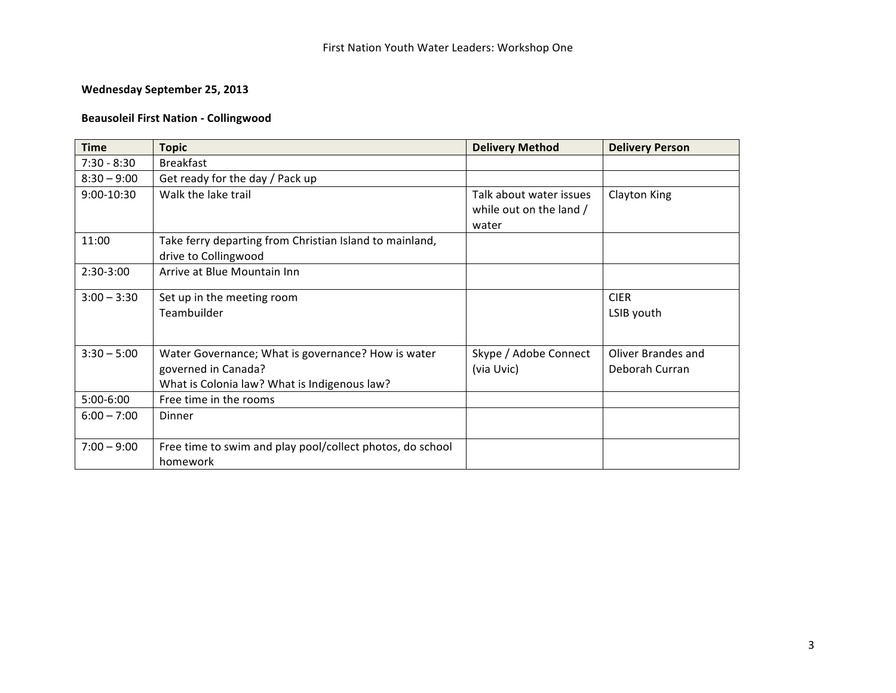**Wednesday September 25, 2013**

**Beausoleil First Nation - Collingwood**

| Time | Topic | Delivery Method | Delivery Person |
|---|---|---|---|
| 7:30 - 8:30 | Breakfast | | |
| 8:30 – 9:00 | Get ready for the day / Pack up | | |
| 9:00-10:30 | Walk the lake trail | Talk about water issues while out on the land / water | Clayton King |
| 11:00 | Take ferry departing from Christian Island to mainland, drive to Collingwood | | |
| 2:30-3:00 | Arrive at Blue Mountain Inn | | |
| 3:00 – 3:30 | Set up in the meeting room<br>Teambuilder | | CIER<br>LSIB youth |
| 3:30 – 5:00 | Water Governance; What is governance? How is water governed in Canada?<br>What is Colonia law? What is Indigenous law? | Skype / Adobe Connect (via Uvic) | Oliver Brandes and Deborah Curran |
| 5:00-6:00 | Free time in the rooms | | |
| 6:00 – 7:00 | Dinner | | |
| 7:00 – 9:00 | Free time to swim and play pool/collect photos, do school homework | | |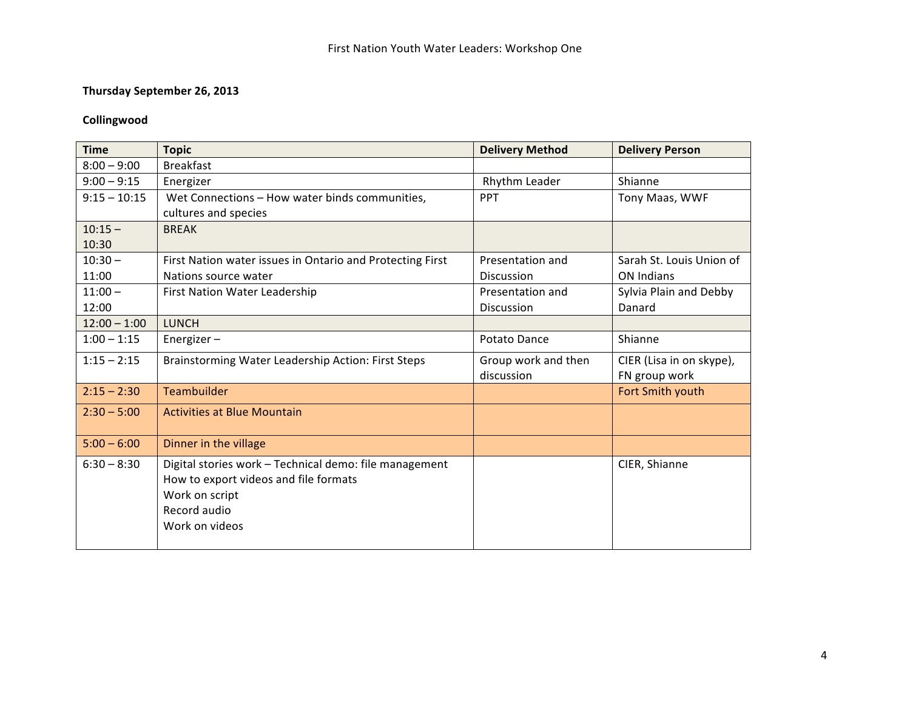First Nation Youth Water Leaders: Workshop One

**Thursday September 26, 2013**

**Collingwood**

| Time | Topic | Delivery Method | Delivery Person |
|---|---|---|---|
| 8:00 – 9:00 | Breakfast | | |
| 9:00 – 9:15 | Energizer | Rhythm Leader | Shianne |
| 9:15 – 10:15 | Wet Connections – How water binds communities, cultures and species | PPT | Tony Maas, WWF |
| 10:15 – 10:30 | BREAK | | |
| 10:30 – 11:00 | First Nation water issues in Ontario and Protecting First Nations source water | Presentation and Discussion | Sarah St. Louis Union of ON Indians |
| 11:00 – 12:00 | First Nation Water Leadership | Presentation and Discussion | Sylvia Plain and Debby Danard |
| 12:00 – 1:00 | LUNCH | | |
| 1:00 – 1:15 | Energizer – | Potato Dance | Shianne |
| 1:15 – 2:15 | Brainstorming Water Leadership Action: First Steps | Group work and then discussion | CIER (Lisa in on skype), FN group work |
| 2:15 – 2:30 | Teambuilder | | Fort Smith youth |
| 2:30 – 5:00 | Activities at Blue Mountain | | |
| 5:00 – 6:00 | Dinner in the village | | |
| 6:30 – 8:30 | Digital stories work – Technical demo: file management<br>How to export videos and file formats<br>Work on script<br>Record audio<br>Work on videos | | CIER, Shianne |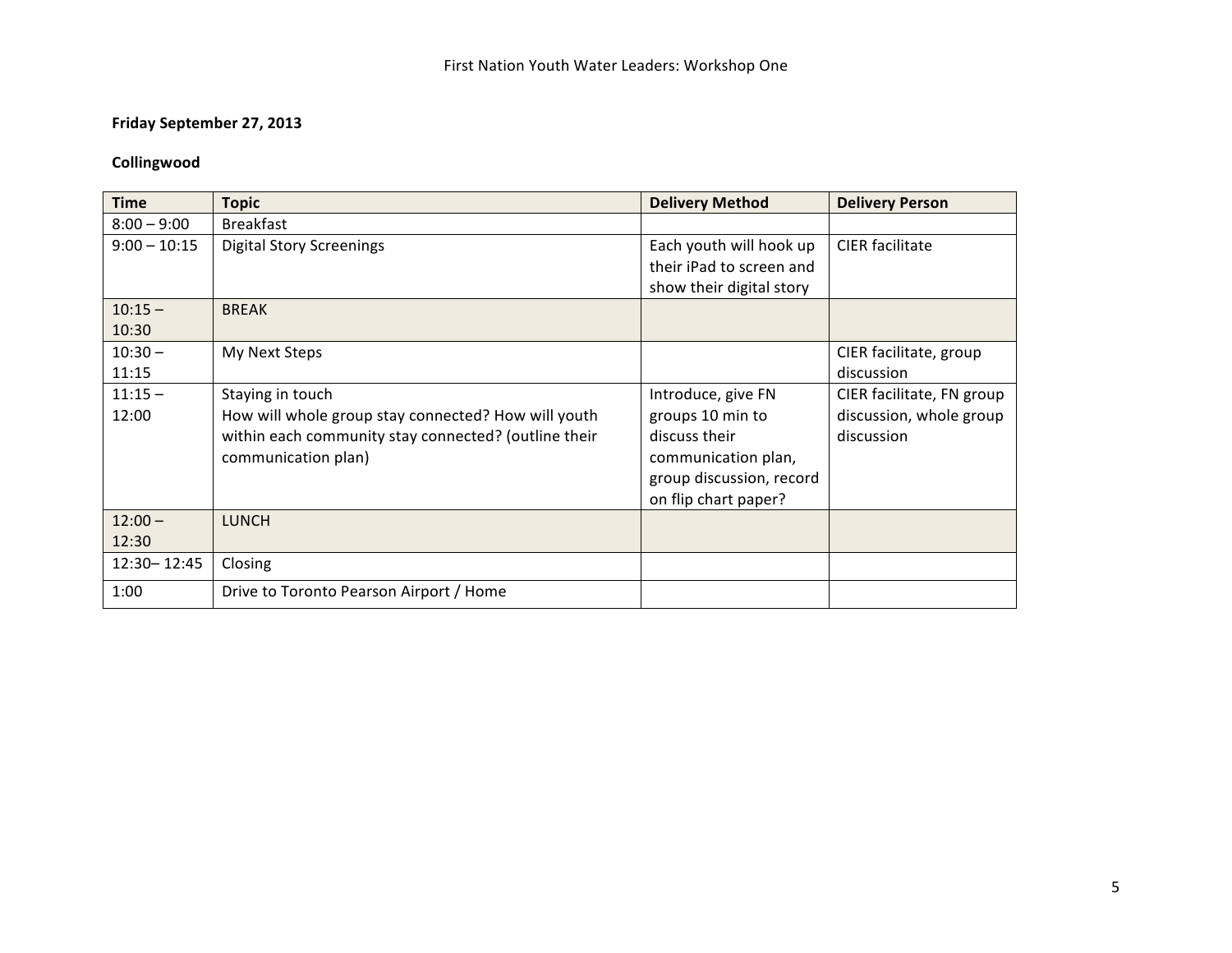**Friday September 27, 2013**

**Collingwood**

| Time | Topic | Delivery Method | Delivery Person |
|---|---|---|---|
| 8:00 – 9:00 | Breakfast | | |
| 9:00 – 10:15 | Digital Story Screenings | Each youth will hook up their iPad to screen and show their digital story | CIER facilitate |
| 10:15 – 10:30 | BREAK | | |
| 10:30 – 11:15 | My Next Steps | | CIER facilitate, group discussion |
| 11:15 – 12:00 | Staying in touch<br>How will whole group stay connected? How will youth within each community stay connected? (outline their communication plan) | Introduce, give FN groups 10 min to discuss their communication plan, group discussion, record on flip chart paper? | CIER facilitate, FN group discussion, whole group discussion |
| 12:00 – 12:30 | LUNCH | | |
| 12:30– 12:45 | Closing | | |
| 1:00 | Drive to Toronto Pearson Airport / Home | | |